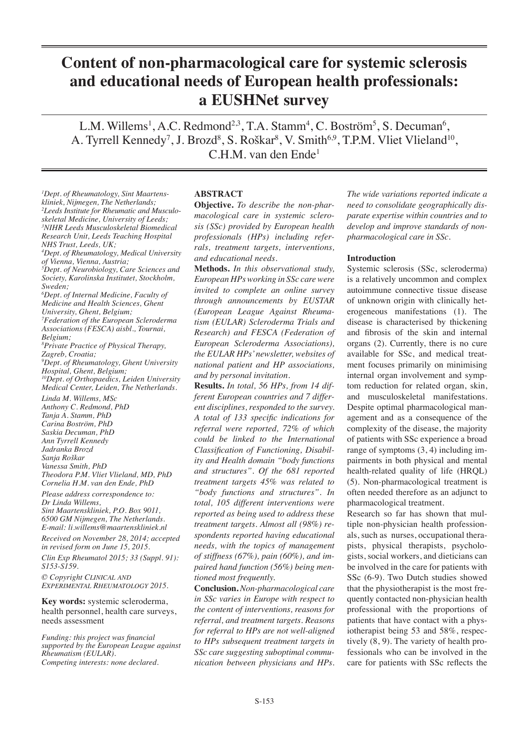# Content of non-pharmacological care for systemic sclerosis and educational needs of European health professionals: a EUSHNet survey

L.M. Willems[1], A.C. Redmond[2,3], T.A. Stamm[4], C. Boström[5], S. Decuman[6], A. Tyrrell Kennedy[7], J. Brozd[8], S. Roškar[8], V. Smith[6,9], T.P.M. Vliet Vlieland[10], C.H.M. van den Ende[1]

[1]Dept. of Rheumatology, Sint Maartenskliniek, Nijmegen, The Netherlands;
[2]Leeds Institute for Rheumatic and Musculoskeletal Medicine, University of Leeds;
[3]NIHR Leeds Musculoskeletal Biomedical Research Unit, Leeds Teaching Hospital NHS Trust, Leeds, UK;
[4]Dept. of Rheumatology, Medical University of Vienna, Vienna, Austria;
[5]Dept. of Neurobiology, Care Sciences and Society, Karolinska Institutet, Stockholm, Sweden;
[6]Dept. of Internal Medicine, Faculty of Medicine and Health Sciences, Ghent University, Ghent, Belgium;
[7]Federation of the European Scleroderma Associations (FESCA) aisbl., Tournai, Belgium;
[8]Private Practice of Physical Therapy, Zagreb, Croatia;
[9]Dept. of Rheumatology, Ghent University Hospital, Ghent, Belgium;
[10]Dept. of Orthopaedics, Leiden University Medical Center, Leiden, The Netherlands.

Linda M. Willems, MSc
Anthony C. Redmond, PhD
Tanja A. Stamm, PhD
Carina Boström, PhD
Saskia Decuman, PhD
Ann Tyrrell Kennedy
Jadranka Brozd
Sanja Roškar
Vanessa Smith, PhD
Theodora P.M. Vliet Vlieland, MD, PhD
Cornelia H.M. van den Ende, PhD

Please address correspondence to:
Dr Linda Willems,
Sint Maartenskliniek, P.O. Box 9011,
6500 GM Nijmegen, The Netherlands.
E-mail: li.willems@maartenskliniek.nl

Received on November 28, 2014; accepted in revised form on June 15, 2015.

Clin Exp Rheumatol 2015; 33 (Suppl. 91): S153-S159.

© Copyright CLINICAL AND EXPERIMENTAL RHEUMATOLOGY 2015.

**Key words:** systemic scleroderma, health personnel, health care surveys, needs assessment

*Funding: this project was financial supported by the European League against Rheumatism (EULAR).*
*Competing interests: none declared.*

## ABSTRACT

**Objective.** *To describe the non-pharmacological care in systemic sclerosis (SSc) provided by European health professionals (HPs) including referrals, treatment targets, interventions, and educational needs.*

**Methods.** *In this observational study, European HPs working in SSc care were invited to complete an online survey through announcements by EUSTAR (European League Against Rheumatism (EULAR) Scleroderma Trials and Research) and FESCA (Federation of European Scleroderma Associations), the EULAR HPs' newsletter, websites of national patient and HP associations, and by personal invitation.*

**Results.** *In total, 56 HPs, from 14 different European countries and 7 different disciplines, responded to the survey. A total of 133 specific indications for referral were reported, 72% of which could be linked to the International Classification of Functioning, Disability and Health domain "body functions and structures". Of the 681 reported treatment targets 45% was related to "body functions and structures". In total, 105 different interventions were reported as being used to address these treatment targets. Almost all (98%) respondents reported having educational needs, with the topics of management of stiffness (67%), pain (60%), and impaired hand function (56%) being mentioned most frequently.*

**Conclusion.** *Non-pharmacological care in SSc varies in Europe with respect to the content of interventions, reasons for referral, and treatment targets. Reasons for referral to HPs are not well-aligned to HPs subsequent treatment targets in SSc care suggesting suboptimal communication between physicians and HPs. The wide variations reported indicate a need to consolidate geographically disparate expertise within countries and to develop and improve standards of non-pharmacological care in SSc.*

## Introduction

Systemic sclerosis (SSc, scleroderma) is a relatively uncommon and complex autoimmune connective tissue disease of unknown origin with clinically heterogeneous manifestations (1). The disease is characterised by thickening and fibrosis of the skin and internal organs (2). Currently, there is no cure available for SSc, and medical treatment focuses primarily on minimising internal organ involvement and symptom reduction for related organ, skin, and musculoskeletal manifestations. Despite optimal pharmacological management and as a consequence of the complexity of the disease, the majority of patients with SSc experience a broad range of symptoms (3, 4) including impairments in both physical and mental health-related quality of life (HRQL) (5). Non-pharmacological treatment is often needed therefore as an adjunct to pharmacological treatment.

Research so far has shown that multiple non-physician health professionals, such as nurses, occupational therapists, physical therapists, psychologists, social workers, and dieticians can be involved in the care for patients with SSc (6-9). Two Dutch studies showed that the physiotherapist is the most frequently contacted non-physician health professional with the proportions of patients that have contact with a physiotherapist being 53 and 58%, respectively (8, 9). The variety of health professionals who can be involved in the care for patients with SSc reflects the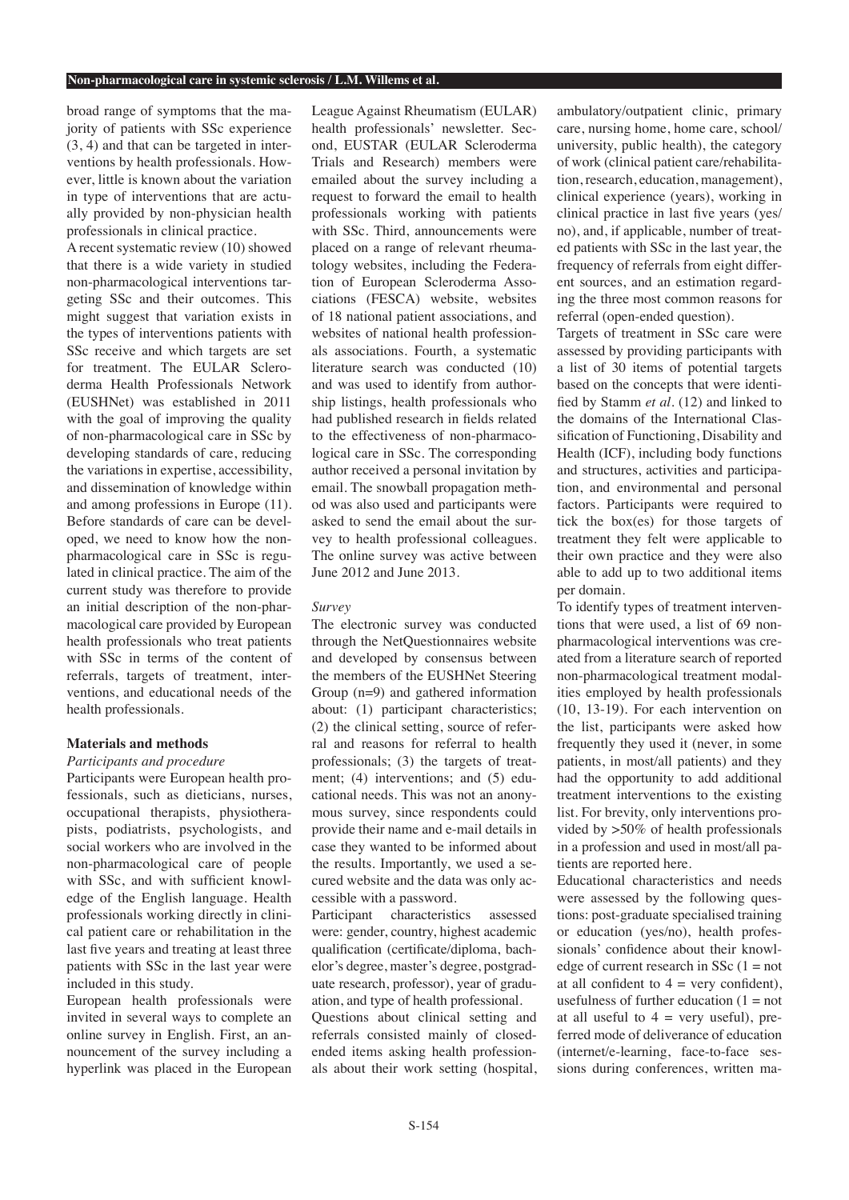broad range of symptoms that the majority of patients with SSc experience (3, 4) and that can be targeted in interventions by health professionals. However, little is known about the variation in type of interventions that are actually provided by non-physician health professionals in clinical practice.

A recent systematic review (10) showed that there is a wide variety in studied non-pharmacological interventions targeting SSc and their outcomes. This might suggest that variation exists in the types of interventions patients with SSc receive and which targets are set for treatment. The EULAR Scleroderma Health Professionals Network (EUSHNet) was established in 2011 with the goal of improving the quality of non-pharmacological care in SSc by developing standards of care, reducing the variations in expertise, accessibility, and dissemination of knowledge within and among professions in Europe (11). Before standards of care can be developed, we need to know how the non-pharmacological care in SSc is regulated in clinical practice. The aim of the current study was therefore to provide an initial description of the non-pharmacological care provided by European health professionals who treat patients with SSc in terms of the content of referrals, targets of treatment, interventions, and educational needs of the health professionals.

## Materials and methods

### *Participants and procedure*

Participants were European health professionals, such as dieticians, nurses, occupational therapists, physiotherapists, podiatrists, psychologists, and social workers who are involved in the non-pharmacological care of people with SSc, and with sufficient knowledge of the English language. Health professionals working directly in clinical patient care or rehabilitation in the last five years and treating at least three patients with SSc in the last year were included in this study.

European health professionals were invited in several ways to complete an online survey in English. First, an announcement of the survey including a hyperlink was placed in the European League Against Rheumatism (EULAR) health professionals' newsletter. Second, EUSTAR (EULAR Scleroderma Trials and Research) members were emailed about the survey including a request to forward the email to health professionals working with patients with SSc. Third, announcements were placed on a range of relevant rheumatology websites, including the Federation of European Scleroderma Associations (FESCA) website, websites of 18 national patient associations, and websites of national health professionals associations. Fourth, a systematic literature search was conducted (10) and was used to identify from authorship listings, health professionals who had published research in fields related to the effectiveness of non-pharmacological care in SSc. The corresponding author received a personal invitation by email. The snowball propagation method was also used and participants were asked to send the email about the survey to health professional colleagues. The online survey was active between June 2012 and June 2013.

### *Survey*

The electronic survey was conducted through the NetQuestionnaires website and developed by consensus between the members of the EUSHNet Steering Group (n=9) and gathered information about: (1) participant characteristics; (2) the clinical setting, source of referral and reasons for referral to health professionals; (3) the targets of treatment; (4) interventions; and (5) educational needs. This was not an anonymous survey, since respondents could provide their name and e-mail details in case they wanted to be informed about the results. Importantly, we used a secured website and the data was only accessible with a password.

Participant characteristics assessed were: gender, country, highest academic qualification (certificate/diploma, bachelor's degree, master's degree, postgraduate research, professor), year of graduation, and type of health professional.

Questions about clinical setting and referrals consisted mainly of closed-ended items asking health professionals about their work setting (hospital, ambulatory/outpatient clinic, primary care, nursing home, home care, school/university, public health), the category of work (clinical patient care/rehabilitation, research, education, management), clinical experience (years), working in clinical practice in last five years (yes/no), and, if applicable, number of treated patients with SSc in the last year, the frequency of referrals from eight different sources, and an estimation regarding the three most common reasons for referral (open-ended question).

Targets of treatment in SSc care were assessed by providing participants with a list of 30 items of potential targets based on the concepts that were identified by Stamm *et al.* (12) and linked to the domains of the International Classification of Functioning, Disability and Health (ICF), including body functions and structures, activities and participation, and environmental and personal factors. Participants were required to tick the box(es) for those targets of treatment they felt were applicable to their own practice and they were also able to add up to two additional items per domain.

To identify types of treatment interventions that were used, a list of 69 non-pharmacological interventions was created from a literature search of reported non-pharmacological treatment modalities employed by health professionals (10, 13-19). For each intervention on the list, participants were asked how frequently they used it (never, in some patients, in most/all patients) and they had the opportunity to add additional treatment interventions to the existing list. For brevity, only interventions provided by >50% of health professionals in a profession and used in most/all patients are reported here.

Educational characteristics and needs were assessed by the following questions: post-graduate specialised training or education (yes/no), health professionals' confidence about their knowledge of current research in SSc (1 = not at all confident to 4 = very confident), usefulness of further education (1 = not at all useful to 4 = very useful), preferred mode of deliverance of education (internet/e-learning, face-to-face sessions during conferences, written ma-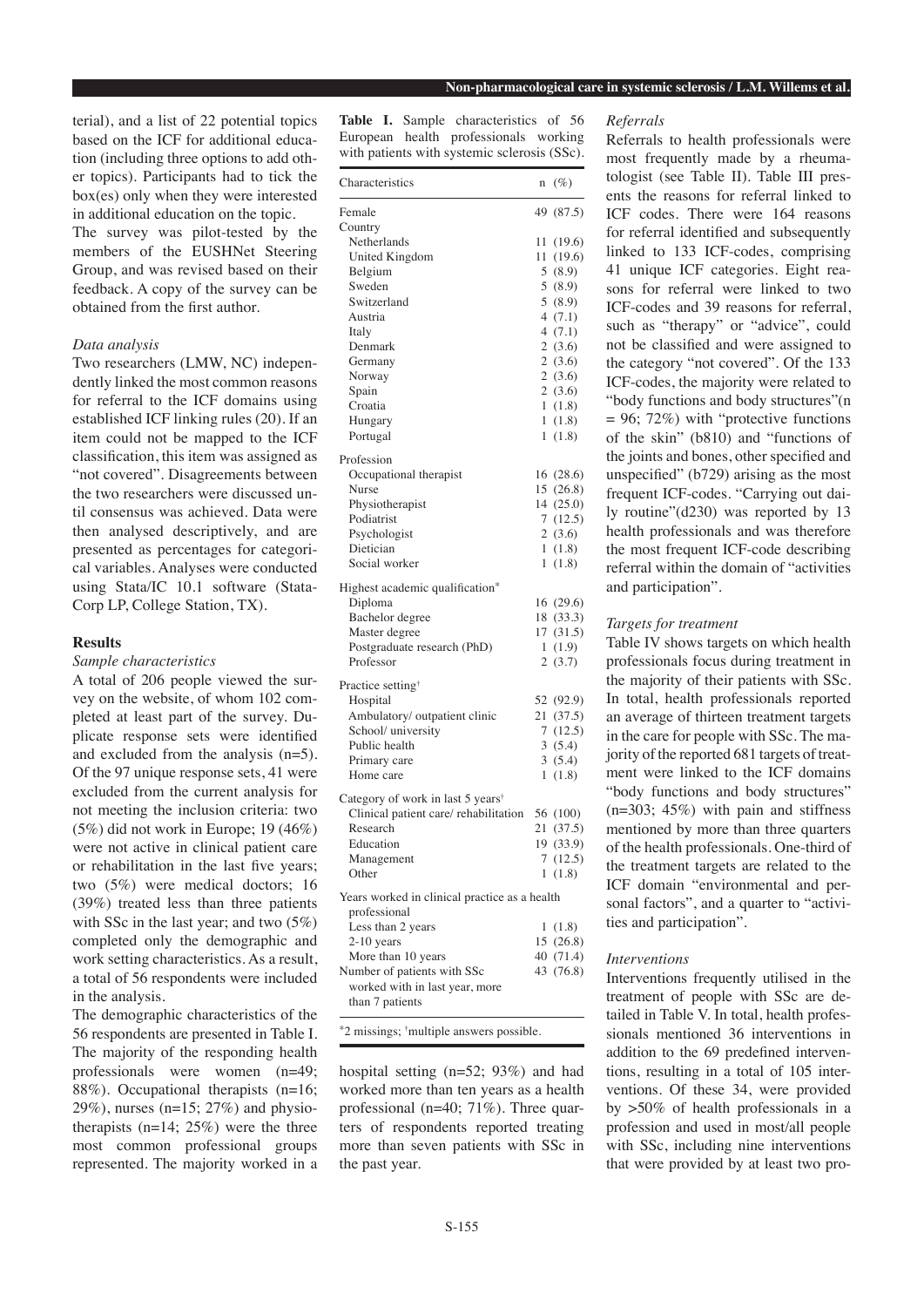terial), and a list of 22 potential topics based on the ICF for additional education (including three options to add other topics). Participants had to tick the box(es) only when they were interested in additional education on the topic.

The survey was pilot-tested by the members of the EUSHNet Steering Group, and was revised based on their feedback. A copy of the survey can be obtained from the first author.

### *Data analysis*

Two researchers (LMW, NC) independently linked the most common reasons for referral to the ICF domains using established ICF linking rules (20). If an item could not be mapped to the ICF classification, this item was assigned as "not covered". Disagreements between the two researchers were discussed until consensus was achieved. Data were then analysed descriptively, and are presented as percentages for categorical variables. Analyses were conducted using Stata/IC 10.1 software (StataCorp LP, College Station, TX).

## Results

### *Sample characteristics*

A total of 206 people viewed the survey on the website, of whom 102 completed at least part of the survey. Duplicate response sets were identified and excluded from the analysis (n=5). Of the 97 unique response sets, 41 were excluded from the current analysis for not meeting the inclusion criteria: two (5%) did not work in Europe; 19 (46%) were not active in clinical patient care or rehabilitation in the last five years; two (5%) were medical doctors; 16 (39%) treated less than three patients with SSc in the last year; and two (5%) completed only the demographic and work setting characteristics. As a result, a total of 56 respondents were included in the analysis.

The demographic characteristics of the 56 respondents are presented in Table I. The majority of the responding health professionals were women (n=49; 88%). Occupational therapists (n=16; 29%), nurses (n=15; 27%) and physiotherapists (n=14; 25%) were the three most common professional groups represented. The majority worked in a hospital setting (n=52; 93%) and had worked more than ten years as a health professional (n=40; 71%). Three quarters of respondents reported treating more than seven patients with SSc in the past year.

**Table I.** Sample characteristics of 56 European health professionals working with patients with systemic sclerosis (SSc).

| Characteristics | n (%) |
|---|---|
| Female | 49 (87.5) |
| Country | |
| Netherlands | 11 (19.6) |
| United Kingdom | 11 (19.6) |
| Belgium | 5 (8.9) |
| Sweden | 5 (8.9) |
| Switzerland | 5 (8.9) |
| Austria | 4 (7.1) |
| Italy | 4 (7.1) |
| Denmark | 2 (3.6) |
| Germany | 2 (3.6) |
| Norway | 2 (3.6) |
| Spain | 2 (3.6) |
| Croatia | 1 (1.8) |
| Hungary | 1 (1.8) |
| Portugal | 1 (1.8) |
| Profession | |
| Occupational therapist | 16 (28.6) |
| Nurse | 15 (26.8) |
| Physiotherapist | 14 (25.0) |
| Podiatrist | 7 (12.5) |
| Psychologist | 2 (3.6) |
| Dietician | 1 (1.8) |
| Social worker | 1 (1.8) |
| Highest academic qualification* | |
| Diploma | 16 (29.6) |
| Bachelor degree | 18 (33.3) |
| Master degree | 17 (31.5) |
| Postgraduate research (PhD) | 1 (1.9) |
| Professor | 2 (3.7) |
| Practice setting† | |
| Hospital | 52 (92.9) |
| Ambulatory/ outpatient clinic | 21 (37.5) |
| School/ university | 7 (12.5) |
| Public health | 3 (5.4) |
| Primary care | 3 (5.4) |
| Home care | 1 (1.8) |
| Category of work in last 5 years† | |
| Clinical patient care/ rehabilitation | 56 (100) |
| Research | 21 (37.5) |
| Education | 19 (33.9) |
| Management | 7 (12.5) |
| Other | 1 (1.8) |
| Years worked in clinical practice as a health professional | |
| Less than 2 years | 1 (1.8) |
| 2-10 years | 15 (26.8) |
| More than 10 years | 40 (71.4) |
| Number of patients with SSc worked with in last year, more than 7 patients | 43 (76.8) |

*2 missings; †multiple answers possible.

### *Referrals*

Referrals to health professionals were most frequently made by a rheumatologist (see Table II). Table III presents the reasons for referral linked to ICF codes. There were 164 reasons for referral identified and subsequently linked to 133 ICF-codes, comprising 41 unique ICF categories. Eight reasons for referral were linked to two ICF-codes and 39 reasons for referral, such as "therapy" or "advice", could not be classified and were assigned to the category "not covered". Of the 133 ICF-codes, the majority were related to "body functions and body structures"(n = 96; 72%) with "protective functions of the skin" (b810) and "functions of the joints and bones, other specified and unspecified" (b729) arising as the most frequent ICF-codes. "Carrying out daily routine"(d230) was reported by 13 health professionals and was therefore the most frequent ICF-code describing referral within the domain of "activities and participation".

### *Targets for treatment*

Table IV shows targets on which health professionals focus during treatment in the majority of their patients with SSc. In total, health professionals reported an average of thirteen treatment targets in the care for people with SSc. The majority of the reported 681 targets of treatment were linked to the ICF domains "body functions and body structures" (n=303; 45%) with pain and stiffness mentioned by more than three quarters of the health professionals. One-third of the treatment targets are related to the ICF domain "environmental and personal factors", and a quarter to "activities and participation".

### *Interventions*

Interventions frequently utilised in the treatment of people with SSc are detailed in Table V. In total, health professionals mentioned 36 interventions in addition to the 69 predefined interventions, resulting in a total of 105 interventions. Of these 34, were provided by >50% of health professionals in a profession and used in most/all people with SSc, including nine interventions that were provided by at least two pro-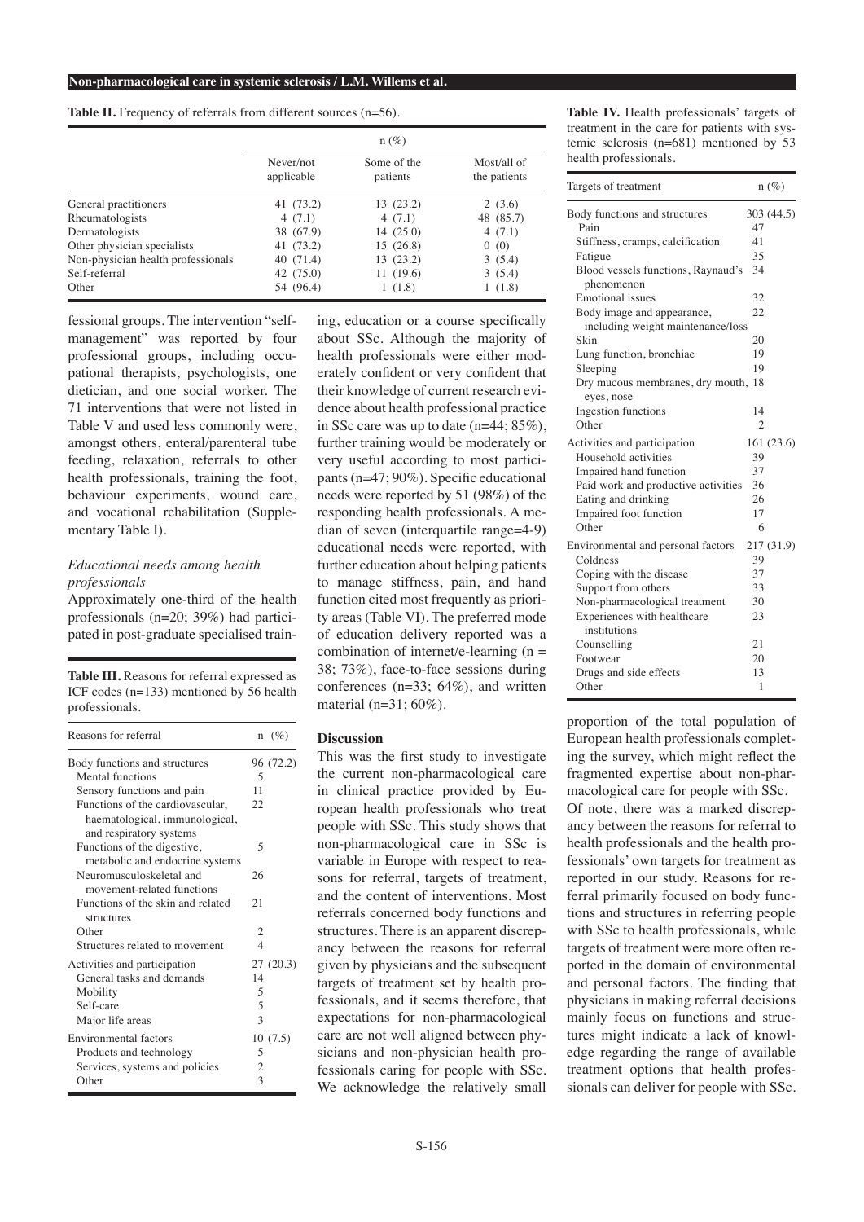**Table II.** Frequency of referrals from different sources (n=56).

| | n (%) | | |
|---|---|---|---|
| | Never/not applicable | Some of the patients | Most/all of the patients |
| General practitioners | 41 (73.2) | 13 (23.2) | 2 (3.6) |
| Rheumatologists | 4 (7.1) | 4 (7.1) | 48 (85.7) |
| Dermatologists | 38 (67.9) | 14 (25.0) | 4 (7.1) |
| Other physician specialists | 41 (73.2) | 15 (26.8) | 0 (0) |
| Non-physician health professionals | 40 (71.4) | 13 (23.2) | 3 (5.4) |
| Self-referral | 42 (75.0) | 11 (19.6) | 3 (5.4) |
| Other | 54 (96.4) | 1 (1.8) | 1 (1.8) |

fessional groups. The intervention "self-management" was reported by four professional groups, including occupational therapists, psychologists, one dietician, and one social worker. The 71 interventions that were not listed in Table V and used less commonly were, amongst others, enteral/parenteral tube feeding, relaxation, referrals to other health professionals, training the foot, behaviour experiments, wound care, and vocational rehabilitation (Supplementary Table I).

### *Educational needs among health professionals*

Approximately one-third of the health professionals (n=20; 39%) had participated in post-graduate specialised training, education or a course specifically about SSc. Although the majority of health professionals were either moderately confident or very confident that their knowledge of current research evidence about health professional practice in SSc care was up to date (n=44; 85%), further training would be moderately or very useful according to most participants (n=47; 90%). Specific educational needs were reported by 51 (98%) of the responding health professionals. A median of seven (interquartile range=4-9) educational needs were reported, with further education about helping patients to manage stiffness, pain, and hand function cited most frequently as priority areas (Table VI). The preferred mode of education delivery reported was a combination of internet/e-learning (n = 38; 73%), face-to-face sessions during conferences (n=33; 64%), and written material (n=31; 60%).

**Table III.** Reasons for referral expressed as ICF codes (n=133) mentioned by 56 health professionals.

| Reasons for referral | n (%) |
|---|---|
| Body functions and structures | 96 (72.2) |
| Mental functions | 5 |
| Sensory functions and pain | 11 |
| Functions of the cardiovascular, haematological, immunological, and respiratory systems | 22 |
| Functions of the digestive, metabolic and endocrine systems | 5 |
| Neuromusculoskeletal and movement-related functions | 26 |
| Functions of the skin and related structures | 21 |
| Other | 2 |
| Structures related to movement | 4 |
| Activities and participation | 27 (20.3) |
| General tasks and demands | 14 |
| Mobility | 5 |
| Self-care | 5 |
| Major life areas | 3 |
| Environmental factors | 10 (7.5) |
| Products and technology | 5 |
| Services, systems and policies | 2 |
| Other | 3 |

## Discussion

This was the first study to investigate the current non-pharmacological care in clinical practice provided by European health professionals who treat people with SSc. This study shows that non-pharmacological care in SSc is variable in Europe with respect to reasons for referral, targets of treatment, and the content of interventions. Most referrals concerned body functions and structures. There is an apparent discrepancy between the reasons for referral given by physicians and the subsequent targets of treatment set by health professionals, and it seems therefore, that expectations for non-pharmacological care are not well aligned between physicians and non-physician health professionals caring for people with SSc. We acknowledge the relatively small proportion of the total population of European health professionals completing the survey, which might reflect the fragmented expertise about non-pharmacological care for people with SSc.

Of note, there was a marked discrepancy between the reasons for referral to health professionals and the health professionals' own targets for treatment as reported in our study. Reasons for referral primarily focused on body functions and structures in referring people with SSc to health professionals, while targets of treatment were more often reported in the domain of environmental and personal factors. The finding that physicians in making referral decisions mainly focus on functions and structures might indicate a lack of knowledge regarding the range of available treatment options that health professionals can deliver for people with SSc.

**Table IV.** Health professionals' targets of treatment in the care for patients with systemic sclerosis (n=681) mentioned by 53 health professionals.

| Targets of treatment | n (%) |
|---|---|
| Body functions and structures | 303 (44.5) |
| Pain | 47 |
| Stiffness, cramps, calcification | 41 |
| Fatigue | 35 |
| Blood vessels functions, Raynaud's phenomenon | 34 |
| Emotional issues | 32 |
| Body image and appearance, including weight maintenance/loss | 22 |
| Skin | 20 |
| Lung function, bronchiae | 19 |
| Sleeping | 19 |
| Dry mucous membranes, dry mouth, eyes, nose | 18 |
| Ingestion functions | 14 |
| Other | 2 |
| Activities and participation | 161 (23.6) |
| Household activities | 39 |
| Impaired hand function | 37 |
| Paid work and productive activities | 36 |
| Eating and drinking | 26 |
| Impaired foot function | 17 |
| Other | 6 |
| Environmental and personal factors | 217 (31.9) |
| Coldness | 39 |
| Coping with the disease | 37 |
| Support from others | 33 |
| Non-pharmacological treatment | 30 |
| Experiences with healthcare institutions | 23 |
| Counselling | 21 |
| Footwear | 20 |
| Drugs and side effects | 13 |
| Other | 1 |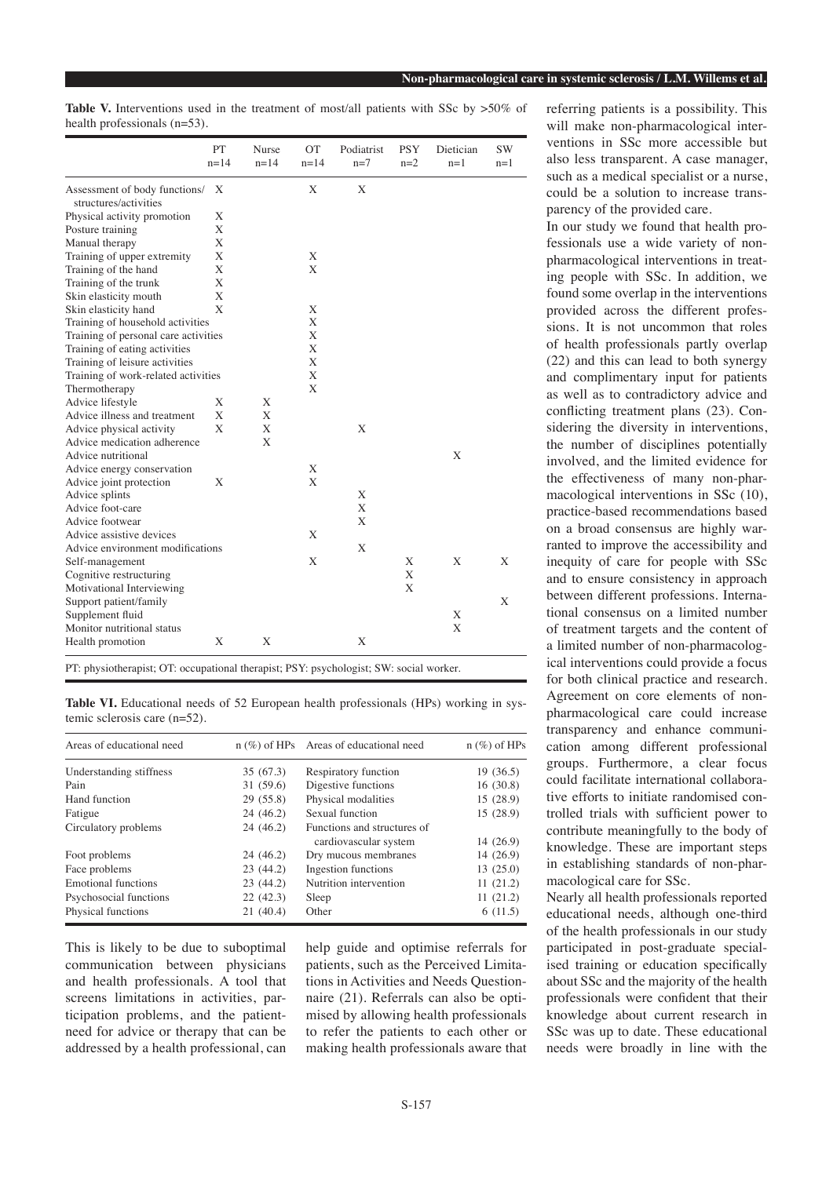**Table V.** Interventions used in the treatment of most/all patients with SSc by >50% of health professionals (n=53).

| | PT n=14 | Nurse n=14 | OT n=14 | Podiatrist n=7 | PSY n=2 | Dietician n=1 | SW n=1 |
|---|---|---|---|---|---|---|---|
| Assessment of body functions/ structures/activities | X | | X | X | | | |
| Physical activity promotion | X | | | | | | |
| Posture training | X | | | | | | |
| Manual therapy | X | | | | | | |
| Training of upper extremity | X | | X | | | | |
| Training of the hand | X | | X | | | | |
| Training of the trunk | X | | | | | | |
| Skin elasticity mouth | X | | | | | | |
| Skin elasticity hand | X | | X | | | | |
| Training of household activities | | | X | | | | |
| Training of personal care activities | | | X | | | | |
| Training of eating activities | | | X | | | | |
| Training of leisure activities | | | X | | | | |
| Training of work-related activities | | | X | | | | |
| Thermotherapy | | | X | | | | |
| Advice lifestyle | X | X | | | | | |
| Advice illness and treatment | X | X | | | | | |
| Advice physical activity | X | X | | X | | | |
| Advice medication adherence | | X | | | | | |
| Advice nutritional | | | | | | X | |
| Advice energy conservation | | | X | | | | |
| Advice joint protection | X | | X | | | | |
| Advice splints | | | | X | | | |
| Advice foot-care | | | | X | | | |
| Advice footwear | | | | X | | | |
| Advice assistive devices | | | X | | | | |
| Advice environment modifications | | | | X | | | |
| Self-management | | | X | | X | X | X |
| Cognitive restructuring | | | | | X | | |
| Motivational Interviewing | | | | | X | | |
| Support patient/family | | | | | | | X |
| Supplement fluid | | | | | | X | |
| Monitor nutritional status | | | | | | X | |
| Health promotion | X | X | | X | | | |

PT: physiotherapist; OT: occupational therapist; PSY: psychologist; SW: social worker.

**Table VI.** Educational needs of 52 European health professionals (HPs) working in systemic sclerosis care (n=52).

| Areas of educational need | n (%) of HPs | Areas of educational need | n (%) of HPs |
|---|---|---|---|
| Understanding stiffness | 35 (67.3) | Respiratory function | 19 (36.5) |
| Pain | 31 (59.6) | Digestive functions | 16 (30.8) |
| Hand function | 29 (55.8) | Physical modalities | 15 (28.9) |
| Fatigue | 24 (46.2) | Sexual function | 15 (28.9) |
| Circulatory problems | 24 (46.2) | Functions and structures of cardiovascular system | 14 (26.9) |
| Foot problems | 24 (46.2) | Dry mucous membranes | 14 (26.9) |
| Face problems | 23 (44.2) | Ingestion functions | 13 (25.0) |
| Emotional functions | 23 (44.2) | Nutrition intervention | 11 (21.2) |
| Psychosocial functions | 22 (42.3) | Sleep | 11 (21.2) |
| Physical functions | 21 (40.4) | Other | 6 (11.5) |

This is likely to be due to suboptimal communication between physicians and health professionals. A tool that screens limitations in activities, participation problems, and the patient-need for advice or therapy that can be addressed by a health professional, can help guide and optimise referrals for patients, such as the Perceived Limitations in Activities and Needs Questionnaire (21). Referrals can also be optimised by allowing health professionals to refer the patients to each other or making health professionals aware that referring patients is a possibility. This will make non-pharmacological interventions in SSc more accessible but also less transparent. A case manager, such as a medical specialist or a nurse, could be a solution to increase transparency of the provided care.

In our study we found that health professionals use a wide variety of non-pharmacological interventions in treating people with SSc. In addition, we found some overlap in the interventions provided across the different professions. It is not uncommon that roles of health professionals partly overlap (22) and this can lead to both synergy and complimentary input for patients as well as to contradictory advice and conflicting treatment plans (23). Considering the diversity in interventions, the number of disciplines potentially involved, and the limited evidence for the effectiveness of many non-pharmacological interventions in SSc (10), practice-based recommendations based on a broad consensus are highly warranted to improve the accessibility and inequity of care for people with SSc and to ensure consistency in approach between different professions. International consensus on a limited number of treatment targets and the content of a limited number of non-pharmacological interventions could provide a focus for both clinical practice and research. Agreement on core elements of non-pharmacological care could increase transparency and enhance communication among different professional groups. Furthermore, a clear focus could facilitate international collaborative efforts to initiate randomised controlled trials with sufficient power to contribute meaningfully to the body of knowledge. These are important steps in establishing standards of non-pharmacological care for SSc.

Nearly all health professionals reported educational needs, although one-third of the health professionals in our study participated in post-graduate specialised training or education specifically about SSc and the majority of the health professionals were confident that their knowledge about current research in SSc was up to date. These educational needs were broadly in line with the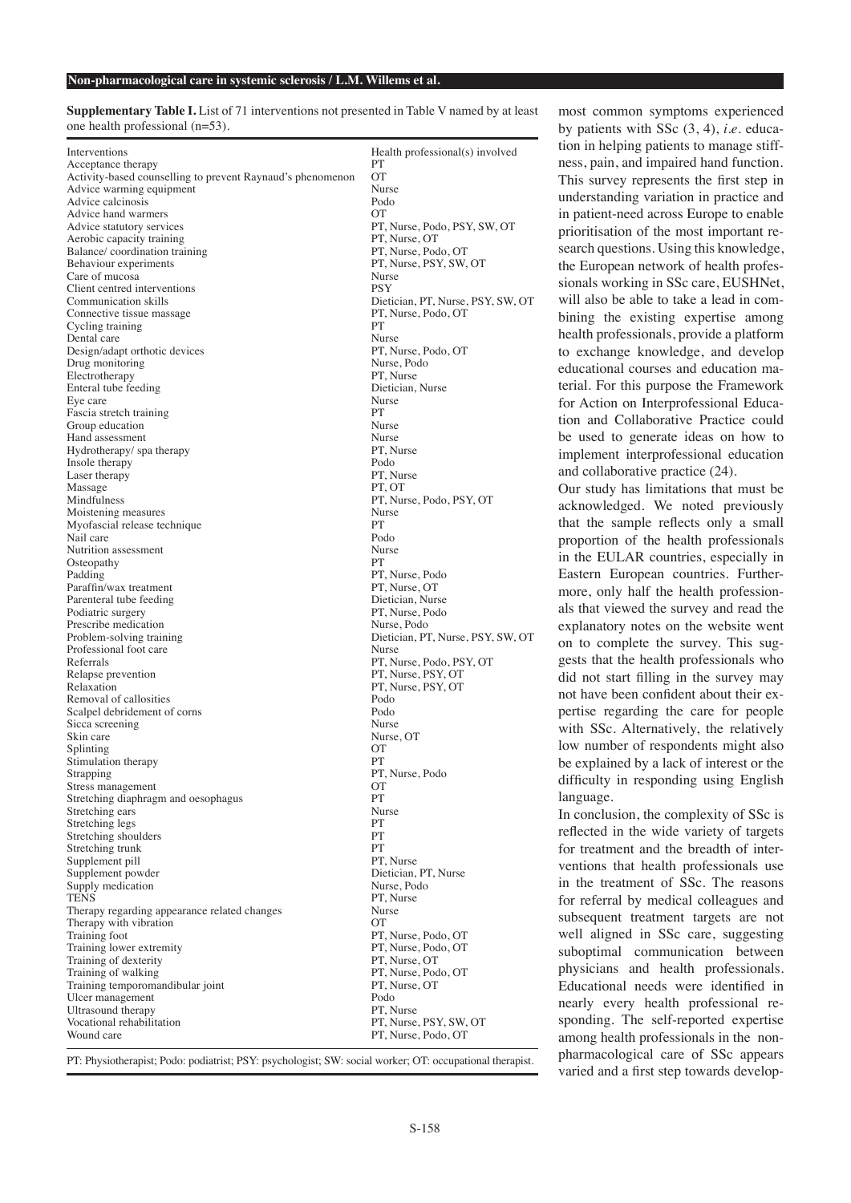**Supplementary Table I.** List of 71 interventions not presented in Table V named by at least one health professional (n=53).

| Interventions | Health professional(s) involved |
|---|---|
| Acceptance therapy | PT |
| Activity-based counselling to prevent Raynaud's phenomenon | OT |
| Advice warming equipment | Nurse |
| Advice calcinosis | Podo |
| Advice hand warmers | OT |
| Advice statutory services | PT, Nurse, Podo, PSY, SW, OT |
| Aerobic capacity training | PT, Nurse, OT |
| Balance/ coordination training | PT, Nurse, Podo, OT |
| Behaviour experiments | PT, Nurse, PSY, SW, OT |
| Care of mucosa | Nurse |
| Client centred interventions | PSY |
| Communication skills | Dietician, PT, Nurse, PSY, SW, OT |
| Connective tissue massage | PT, Nurse, Podo, OT |
| Cycling training | PT |
| Dental care | Nurse |
| Design/adapt orthotic devices | PT, Nurse, Podo, OT |
| Drug monitoring | Nurse, Podo |
| Electrotherapy | PT, Nurse |
| Enteral tube feeding | Dietician, Nurse |
| Eye care | Nurse |
| Fascia stretch training | PT |
| Group education | Nurse |
| Hand assessment | Nurse |
| Hydrotherapy/ spa therapy | PT, Nurse |
| Insole therapy | Podo |
| Laser therapy | PT, Nurse |
| Massage | PT, OT |
| Mindfulness | PT, Nurse, Podo, PSY, OT |
| Moistening measures | Nurse |
| Myofascial release technique | PT |
| Nail care | Podo |
| Nutrition assessment | Nurse |
| Osteopathy | PT |
| Padding | PT, Nurse, Podo |
| Paraffin/wax treatment | PT, Nurse, OT |
| Parenteral tube feeding | Dietician, Nurse |
| Podiatric surgery | PT, Nurse, Podo |
| Prescribe medication | Nurse, Podo |
| Problem-solving training | Dietician, PT, Nurse, PSY, SW, OT |
| Professional foot care | Nurse |
| Referrals | PT, Nurse, Podo, PSY, OT |
| Relapse prevention | PT, Nurse, PSY, OT |
| Relaxation | PT, Nurse, PSY, OT |
| Removal of callosities | Podo |
| Scalpel debridement of corns | Podo |
| Sicca screening | Nurse |
| Skin care | Nurse, OT |
| Splinting | OT |
| Stimulation therapy | PT |
| Strapping | PT, Nurse, Podo |
| Stress management | OT |
| Stretching diaphragm and oesophagus | PT |
| Stretching ears | Nurse |
| Stretching legs | PT |
| Stretching shoulders | PT |
| Stretching trunk | PT |
| Supplement pill | PT, Nurse |
| Supplement powder | Dietician, PT, Nurse |
| Supply medication | Nurse, Podo |
| TENS | PT, Nurse |
| Therapy regarding appearance related changes | Nurse |
| Therapy with vibration | OT |
| Training foot | PT, Nurse, Podo, OT |
| Training lower extremity | PT, Nurse, Podo, OT |
| Training of dexterity | PT, Nurse, OT |
| Training of walking | PT, Nurse, Podo, OT |
| Training temporomandibular joint | PT, Nurse, OT |
| Ulcer management | Podo |
| Ultrasound therapy | PT, Nurse |
| Vocational rehabilitation | PT, Nurse, PSY, SW, OT |
| Wound care | PT, Nurse, Podo, OT |

PT: Physiotherapist; Podo: podiatrist; PSY: psychologist; SW: social worker; OT: occupational therapist.

most common symptoms experienced by patients with SSc (3, 4), *i.e.* education in helping patients to manage stiffness, pain, and impaired hand function. This survey represents the first step in understanding variation in practice and in patient-need across Europe to enable prioritisation of the most important research questions. Using this knowledge, the European network of health professionals working in SSc care, EUSHNet, will also be able to take a lead in combining the existing expertise among health professionals, provide a platform to exchange knowledge, and develop educational courses and education material. For this purpose the Framework for Action on Interprofessional Education and Collaborative Practice could be used to generate ideas on how to implement interprofessional education and collaborative practice (24).

Our study has limitations that must be acknowledged. We noted previously that the sample reflects only a small proportion of the health professionals in the EULAR countries, especially in Eastern European countries. Furthermore, only half the health professionals that viewed the survey and read the explanatory notes on the website went on to complete the survey. This suggests that the health professionals who did not start filling in the survey may not have been confident about their expertise regarding the care for people with SSc. Alternatively, the relatively low number of respondents might also be explained by a lack of interest or the difficulty in responding using English language.

In conclusion, the complexity of SSc is reflected in the wide variety of targets for treatment and the breadth of interventions that health professionals use in the treatment of SSc. The reasons for referral by medical colleagues and subsequent treatment targets are not well aligned in SSc care, suggesting suboptimal communication between physicians and health professionals. Educational needs were identified in nearly every health professional responding. The self-reported expertise among health professionals in the non-pharmacological care of SSc appears varied and a first step towards develop-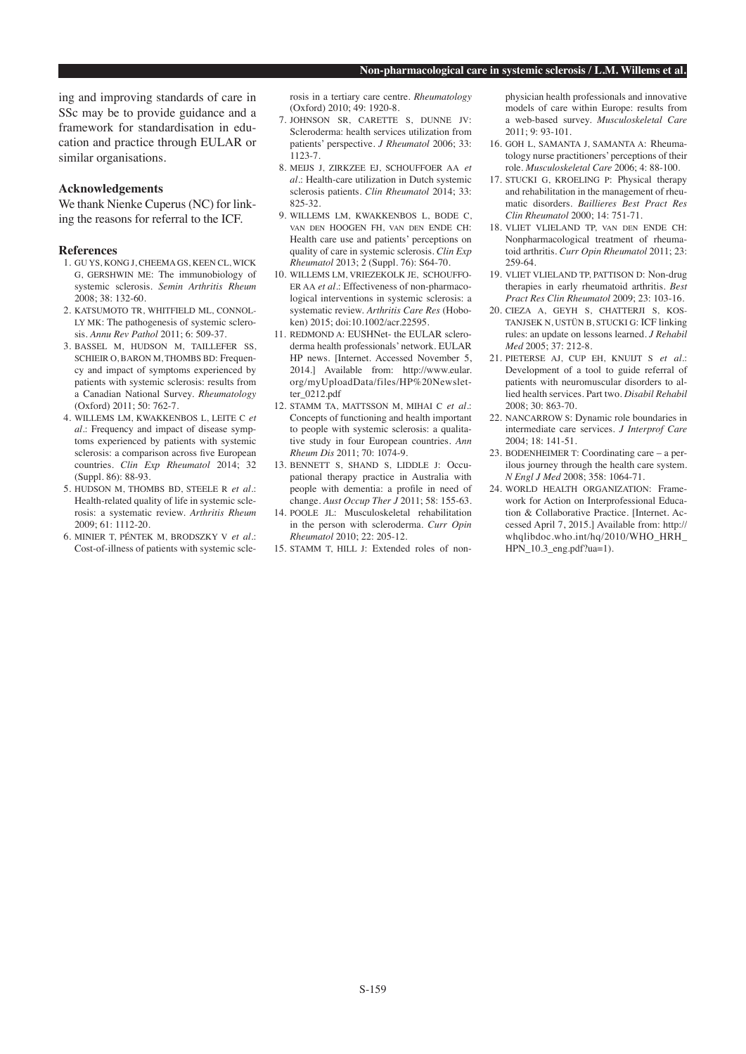ing and improving standards of care in SSc may be to provide guidance and a framework for standardisation in education and practice through EULAR or similar organisations.

### Acknowledgements

We thank Nienke Cuperus (NC) for linking the reasons for referral to the ICF.

### References

1. GU YS, KONG J, CHEEMA GS, KEEN CL, WICK G, GERSHWIN ME: The immunobiology of systemic sclerosis. *Semin Arthritis Rheum* 2008; 38: 132-60.
2. KATSUMOTO TR, WHITFIELD ML, CONNOLLY MK: The pathogenesis of systemic sclerosis. *Annu Rev Pathol* 2011; 6: 509-37.
3. BASSEL M, HUDSON M, TAILLEFER SS, SCHIEIR O, BARON M, THOMBS BD: Frequency and impact of symptoms experienced by patients with systemic sclerosis: results from a Canadian National Survey. *Rheumatology* (Oxford) 2011; 50: 762-7.
4. WILLEMS LM, KWAKKENBOS L, LEITE C *et al.*: Frequency and impact of disease symptoms experienced by patients with systemic sclerosis: a comparison across five European countries. *Clin Exp Rheumatol* 2014; 32 (Suppl. 86): 88-93.
5. HUDSON M, THOMBS BD, STEELE R *et al.*: Health-related quality of life in systemic sclerosis: a systematic review. *Arthritis Rheum* 2009; 61: 1112-20.
6. MINIER T, PÉNTEK M, BRODSZKY V *et al.*: Cost-of-illness of patients with systemic sclerosis in a tertiary care centre. *Rheumatology* (Oxford) 2010; 49: 1920-8.
7. JOHNSON SR, CARETTE S, DUNNE JV: Scleroderma: health services utilization from patients' perspective. *J Rheumatol* 2006; 33: 1123-7.
8. MEIJS J, ZIRKZEE EJ, SCHOUFFOER AA *et al.*: Health-care utilization in Dutch systemic sclerosis patients. *Clin Rheumatol* 2014; 33: 825-32.
9. WILLEMS LM, KWAKKENBOS L, BODE C, VAN DEN HOOGEN FH, VAN DEN ENDE CH: Health care use and patients' perceptions on quality of care in systemic sclerosis. *Clin Exp Rheumatol* 2013; 2 (Suppl. 76): S64-70.
10. WILLEMS LM, VRIEZEKOLK JE, SCHOUFFOER AA *et al.*: Effectiveness of non-pharmacological interventions in systemic sclerosis: a systematic review. *Arthritis Care Res* (Hoboken) 2015; doi:10.1002/acr.22595.
11. REDMOND A: EUSHNet- the EULAR scleroderma health professionals' network. EULAR HP news. [Internet. Accessed November 5, 2014.] Available from: http://www.eular.org/myUploadData/files/HP%20Newsletter_0212.pdf
12. STAMM TA, MATTSSON M, MIHAI C *et al.*: Concepts of functioning and health important to people with systemic sclerosis: a qualitative study in four European countries. *Ann Rheum Dis* 2011; 70: 1074-9.
13. BENNETT S, SHAND S, LIDDLE J: Occupational therapy practice in Australia with people with dementia: a profile in need of change. *Aust Occup Ther J* 2011; 58: 155-63.
14. POOLE JL: Musculoskeletal rehabilitation in the person with scleroderma. *Curr Opin Rheumatol* 2010; 22: 205-12.
15. STAMM T, HILL J: Extended roles of non-physician health professionals and innovative models of care within Europe: results from a web-based survey. *Musculoskeletal Care* 2011; 9: 93-101.
16. GOH L, SAMANTA J, SAMANTA A: Rheumatology nurse practitioners' perceptions of their role. *Musculoskeletal Care* 2006; 4: 88-100.
17. STUCKI G, KROELING P: Physical therapy and rehabilitation in the management of rheumatic disorders. *Baillieres Best Pract Res Clin Rheumatol* 2000; 14: 751-71.
18. VLIET VLIELAND TP, VAN DEN ENDE CH: Nonpharmacological treatment of rheumatoid arthritis. *Curr Opin Rheumatol* 2011; 23: 259-64.
19. VLIET VLIELAND TP, PATTISON D: Non-drug therapies in early rheumatoid arthritis. *Best Pract Res Clin Rheumatol* 2009; 23: 103-16.
20. CIEZA A, GEYH S, CHATTERJI S, KOSTANJSEK N, USTÜN B, STUCKI G: ICF linking rules: an update on lessons learned. *J Rehabil Med* 2005; 37: 212-8.
21. PIETERSE AJ, CUP EH, KNUIJT S *et al.*: Development of a tool to guide referral of patients with neuromuscular disorders to allied health services. Part two. *Disabil Rehabil* 2008; 30: 863-70.
22. NANCARROW S: Dynamic role boundaries in intermediate care services. *J Interprof Care* 2004; 18: 141-51.
23. BODENHEIMER T: Coordinating care – a perilous journey through the health care system. *N Engl J Med* 2008; 358: 1064-71.
24. WORLD HEALTH ORGANIZATION: Framework for Action on Interprofessional Education & Collaborative Practice. [Internet. Accessed April 7, 2015.] Available from: http://whqlibdoc.who.int/hq/2010/WHO_HRH_HPN_10.3_eng.pdf?ua=1).